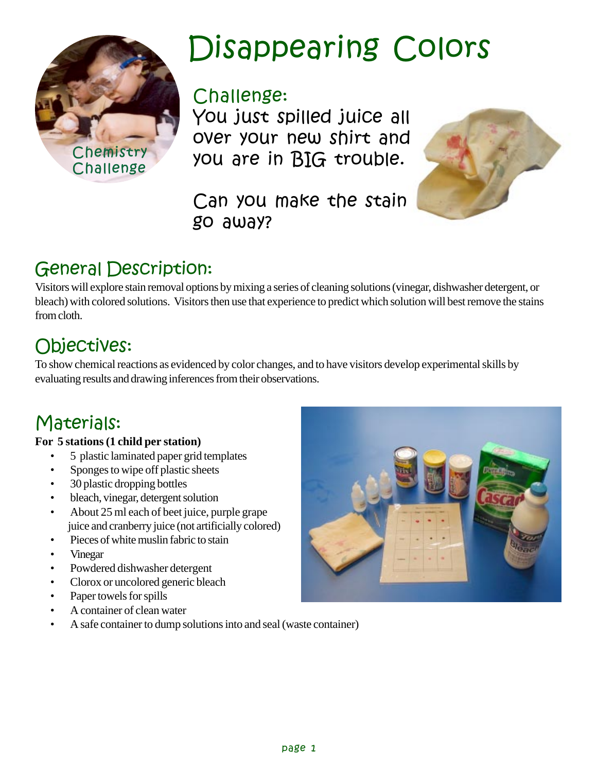# Disappearing Colors

Chemistry Challenge

## Challenge:

You just spilled juice all over your new shirt and you are in BIG trouble.

Can you make the stain go away?

## General Description:

Visitors will explore stain removal options by mixing a series of cleaning solutions (vinegar, dishwasher detergent, or bleach) with colored solutions. Visitors then use that experience to predict which solution will best remove the stains from cloth.

## Objectives:

To show chemical reactions as evidenced by color changes, and to have visitors develop experimental skills by evaluating results and drawing inferences from their observations.

## Materials:

**For 5 stations (1 child per station)**

- 5 plastic laminated paper grid templates
- Sponges to wipe off plastic sheets
- 30 plastic dropping bottles
- bleach, vinegar, detergent solution
- About 25 ml each of beet juice, purple grape juice and cranberry juice (not artificially colored)
- Pieces of white muslin fabric to stain
- Vinegar
- Powdered dishwasher detergent
- Clorox or uncolored generic bleach
- Paper towels for spills
- A container of clean water
- A safe container to dump solutions into and seal (waste container)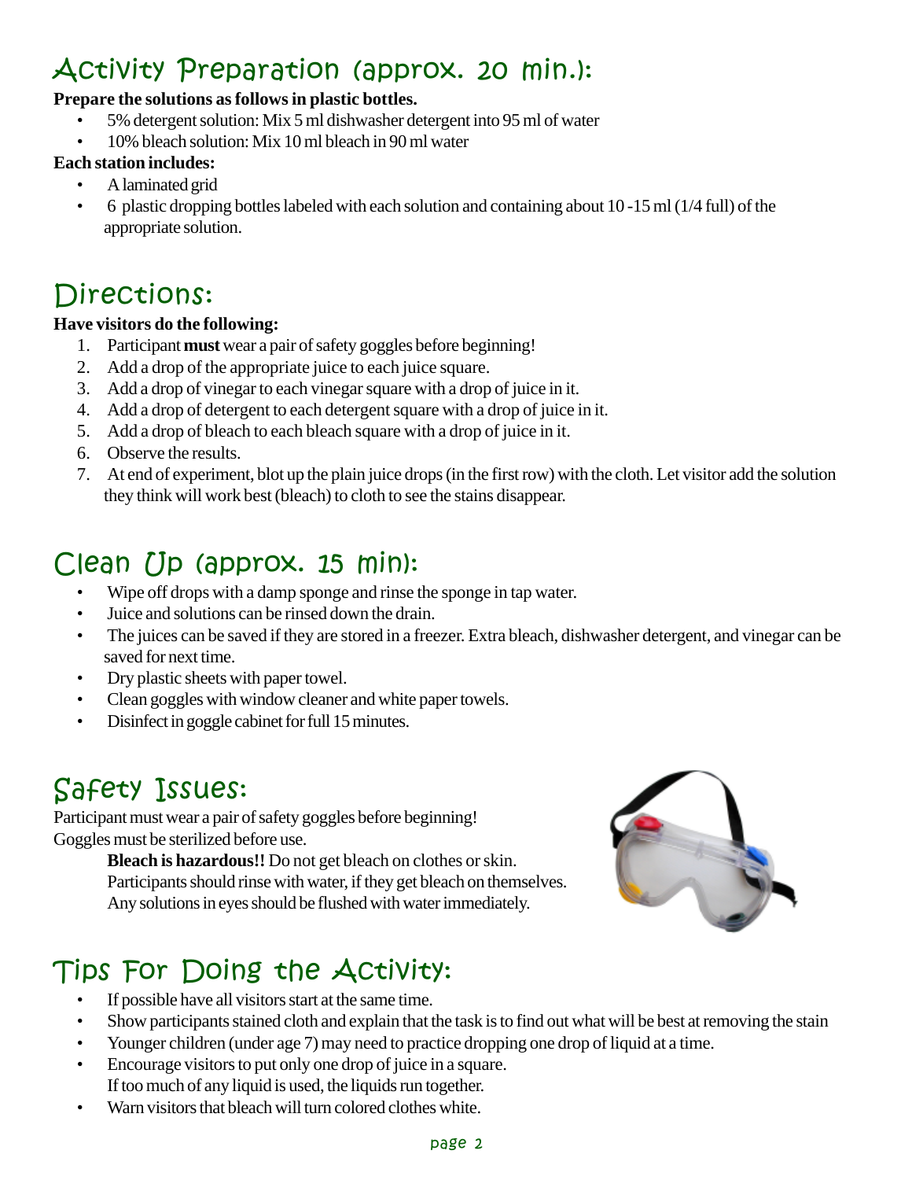## Activity Preparation (approx. 20 min.):

**Prepare the solutions as follows in plastic bottles.**

- 5% detergent solution: Mix 5 ml dishwasher detergent into 95 ml of water
- 10% bleach solution: Mix 10 ml bleach in 90 ml water

**Each station includes:**

- A laminated grid
- 6 plastic dropping bottles labeled with each solution and containing about 10 -15 ml (1/4 full) of the appropriate solution.

## Directions:

**Have visitors do the following:**

1. Participant **must** wear a pair of safety goggles before beginning!
2. Add a drop of the appropriate juice to each juice square.
3. Add a drop of vinegar to each vinegar square with a drop of juice in it.
4. Add a drop of detergent to each detergent square with a drop of juice in it.
5. Add a drop of bleach to each bleach square with a drop of juice in it.
6. Observe the results.
7. At end of experiment, blot up the plain juice drops (in the first row) with the cloth. Let visitor add the solution they think will work best (bleach) to cloth to see the stains disappear.

## Clean Up (approx. 15 min):

- Wipe off drops with a damp sponge and rinse the sponge in tap water.
- Juice and solutions can be rinsed down the drain.
- The juices can be saved if they are stored in a freezer. Extra bleach, dishwasher detergent, and vinegar can be saved for next time.
- Dry plastic sheets with paper towel.
- Clean goggles with window cleaner and white paper towels.
- Disinfect in goggle cabinet for full 15 minutes.

## Safety Issues:

Participant must wear a pair of safety goggles before beginning!
Goggles must be sterilized before use.

> **Bleach is hazardous!!** Do not get bleach on clothes or skin.
> Participants should rinse with water, if they get bleach on themselves.
> Any solutions in eyes should be flushed with water immediately.

## Tips For Doing the Activity:

- If possible have all visitors start at the same time.
- Show participants stained cloth and explain that the task is to find out what will be best at removing the stain
- Younger children (under age 7) may need to practice dropping one drop of liquid at a time.
- Encourage visitors to put only one drop of juice in a square.
  If too much of any liquid is used, the liquids run together.
- Warn visitors that bleach will turn colored clothes white.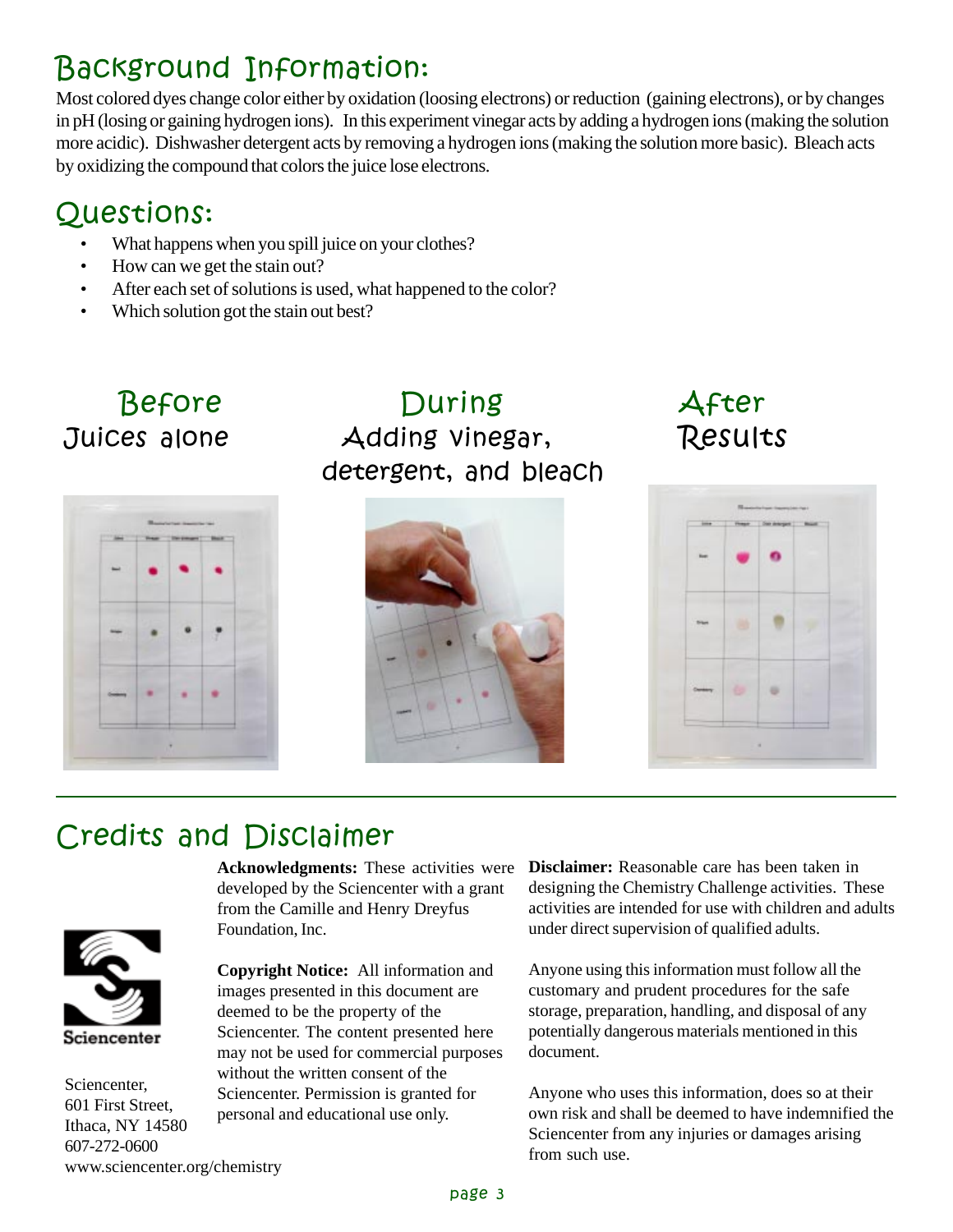## Background Information:

Most colored dyes change color either by oxidation (loosing electrons) or reduction (gaining electrons), or by changes in pH (losing or gaining hydrogen ions). In this experiment vinegar acts by adding a hydrogen ions (making the solution more acidic). Dishwasher detergent acts by removing a hydrogen ions (making the solution more basic). Bleach acts by oxidizing the compound that colors the juice lose electrons.

## Questions:

- What happens when you spill juice on your clothes?
- How can we get the stain out?
- After each set of solutions is used, what happened to the color?
- Which solution got the stain out best?

**Before**
Juices alone

**During**
Adding vinegar, detergent, and bleach

**After**
Results

## Credits and Disclaimer

Sciencenter

Sciencenter,
601 First Street,
Ithaca, NY 14580
607-272-0600
www.sciencenter.org/chemistry

**Acknowledgments:** These activities were developed by the Sciencenter with a grant from the Camille and Henry Dreyfus Foundation, Inc.

**Copyright Notice:** All information and images presented in this document are deemed to be the property of the Sciencenter. The content presented here may not be used for commercial purposes without the written consent of the Sciencenter. Permission is granted for personal and educational use only.

**Disclaimer:** Reasonable care has been taken in designing the Chemistry Challenge activities. These activities are intended for use with children and adults under direct supervision of qualified adults.

Anyone using this information must follow all the customary and prudent procedures for the safe storage, preparation, handling, and disposal of any potentially dangerous materials mentioned in this document.

Anyone who uses this information, does so at their own risk and shall be deemed to have indemnified the Sciencenter from any injuries or damages arising from such use.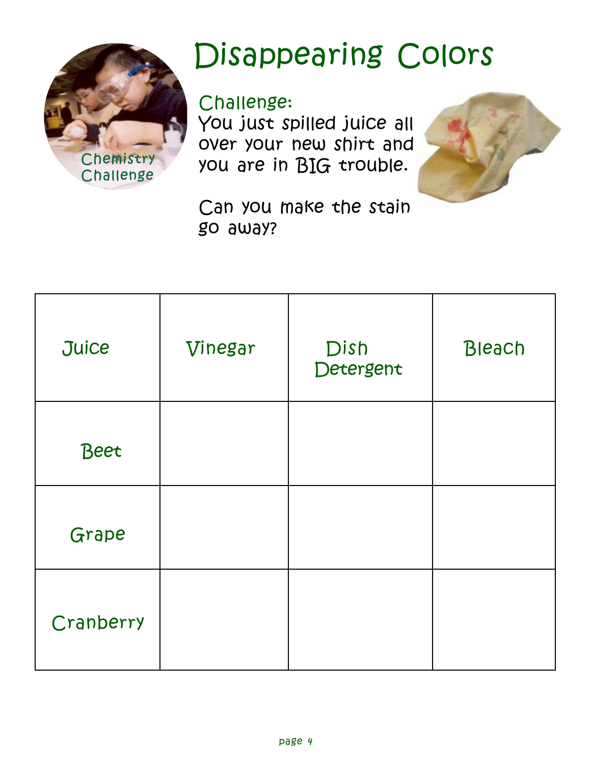# Disappearing Colors

Chemistry Challenge

## Challenge:

You just spilled juice all over your new shirt and you are in BIG trouble.

Can you make the stain go away?

| Juice | Vinegar | Dish Detergent | Bleach |
|---|---|---|---|
| Beet | | | |
| Grape | | | |
| Cranberry | | | |